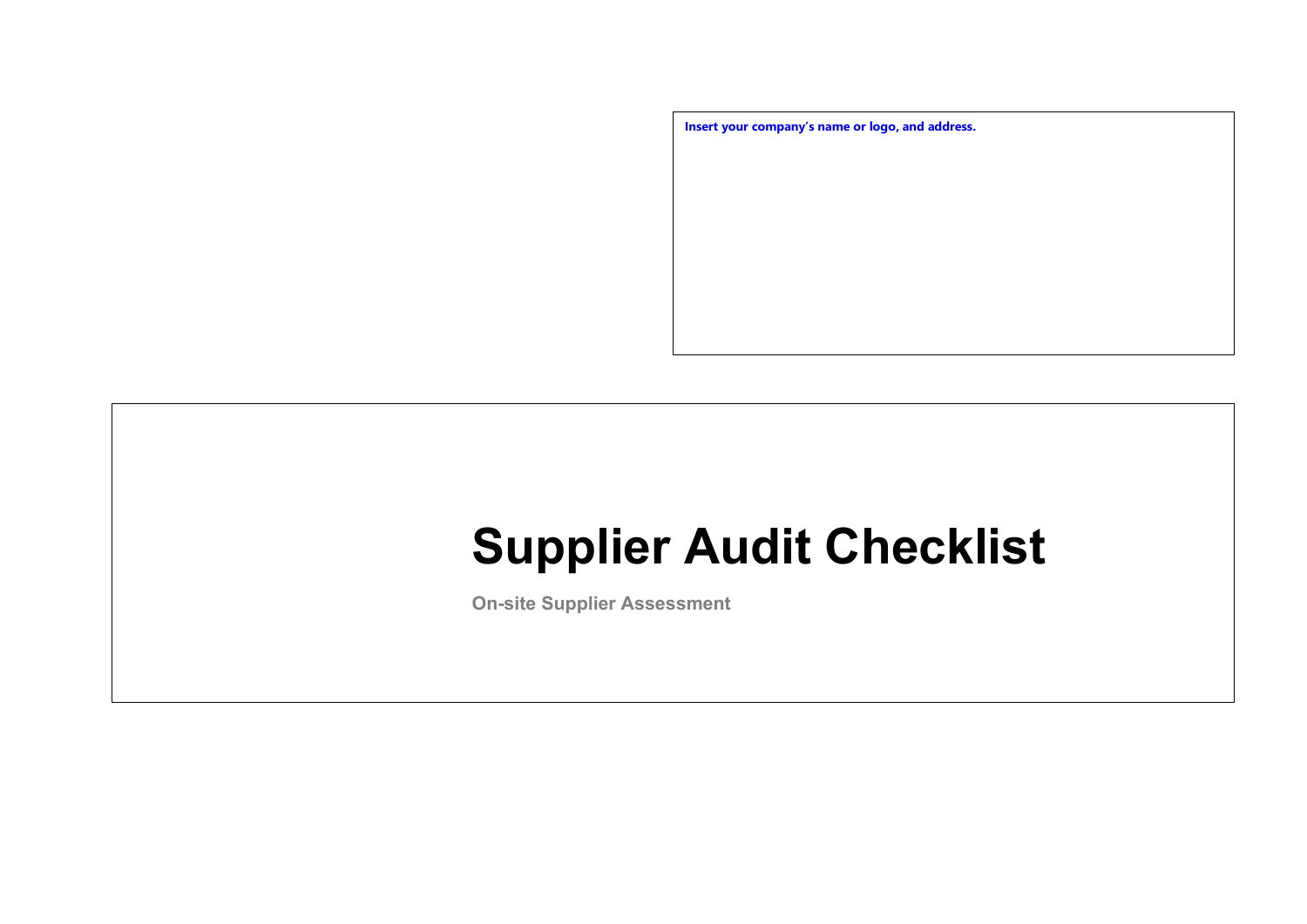**Insert your company's name or logo, and address.**

# Supplier Audit Checklist

**On-site Supplier Assessment**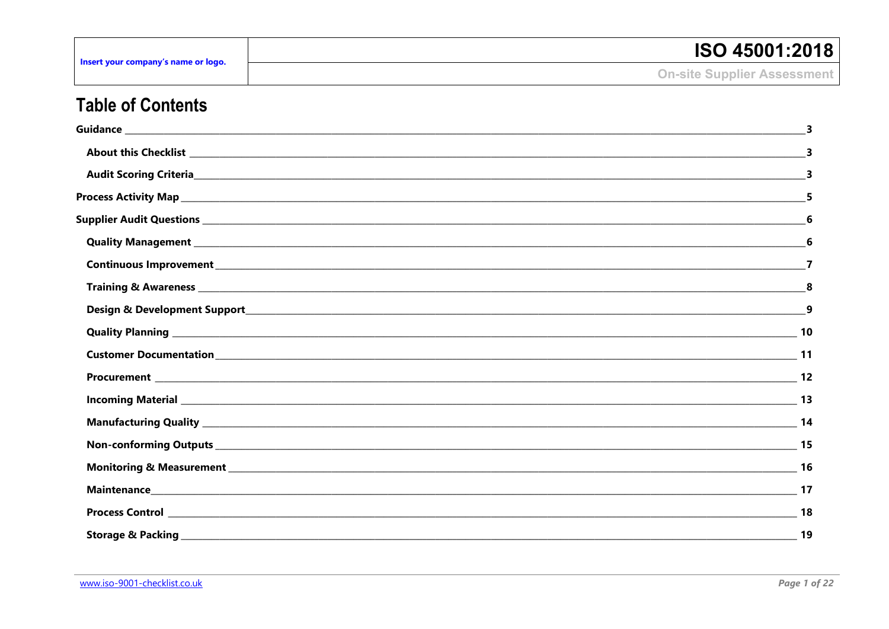# Table of Contents

- **Guidance** 3
  - **About this Checklist** 3
  - **Audit Scoring Criteria** 3
- **Process Activity Map** 5
- **Supplier Audit Questions** 6
  - **Quality Management** 6
  - **Continuous Improvement** 7
  - **Training & Awareness** 8
  - **Design & Development Support** 9
  - **Quality Planning** 10
  - **Customer Documentation** 11
  - **Procurement** 12
  - **Incoming Material** 13
  - **Manufacturing Quality** 14
  - **Non-conforming Outputs** 15
  - **Monitoring & Measurement** 16
  - **Maintenance** 17
  - **Process Control** 18
  - **Storage & Packing** 19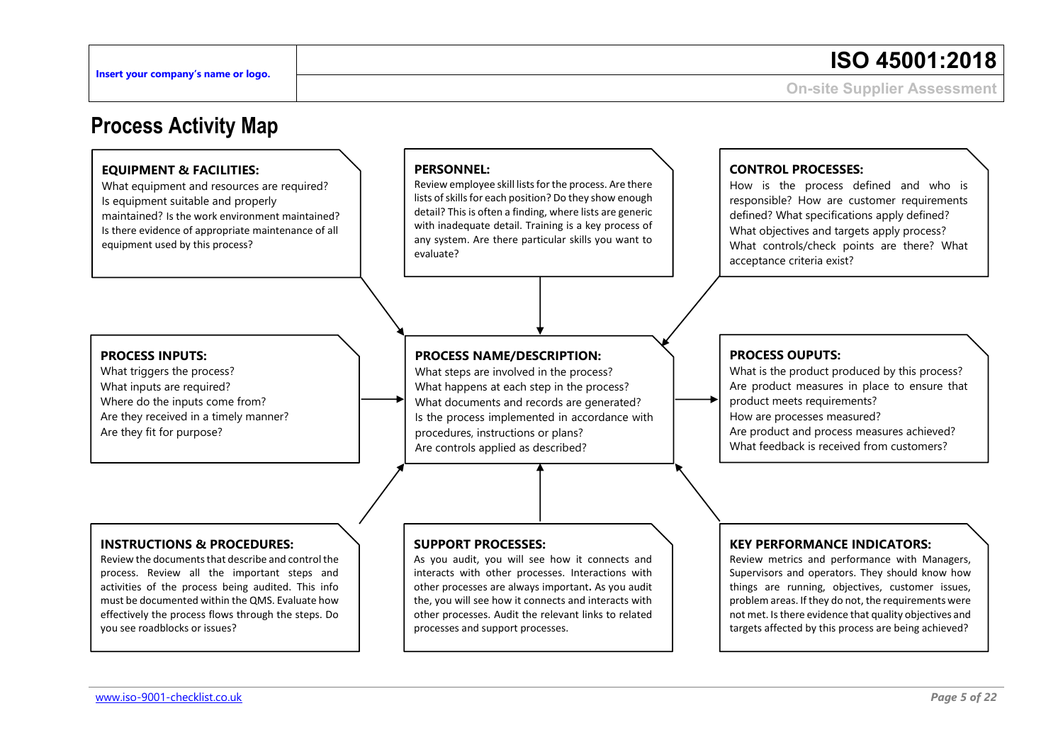# Process Activity Map

### EQUIPMENT & FACILITIES:

What equipment and resources are required?
Is equipment suitable and properly maintained? Is the work environment maintained? Is there evidence of appropriate maintenance of all equipment used by this process?

### PERSONNEL:

Review employee skill lists for the process. Are there lists of skills for each position? Do they show enough detail? This is often a finding, where lists are generic with inadequate detail. Training is a key process of any system. Are there particular skills you want to evaluate?

### CONTROL PROCESSES:

How is the process defined and who is responsible? How are customer requirements defined? What specifications apply defined? What objectives and targets apply process? What controls/check points are there? What acceptance criteria exist?

### PROCESS INPUTS:

What triggers the process?
What inputs are required?
Where do the inputs come from?
Are they received in a timely manner?
Are they fit for purpose?

### PROCESS NAME/DESCRIPTION:

What steps are involved in the process?
What happens at each step in the process?
What documents and records are generated?
Is the process implemented in accordance with procedures, instructions or plans?
Are controls applied as described?

### PROCESS OUPUTS:

What is the product produced by this process?
Are product measures in place to ensure that product meets requirements?
How are processes measured?
Are product and process measures achieved?
What feedback is received from customers?

### INSTRUCTIONS & PROCEDURES:

Review the documents that describe and control the process. Review all the important steps and activities of the process being audited. This info must be documented within the QMS. Evaluate how effectively the process flows through the steps. Do you see roadblocks or issues?

### SUPPORT PROCESSES:

As you audit, you will see how it connects and interacts with other processes. Interactions with other processes are always important**.** As you audit the, you will see how it connects and interacts with other processes. Audit the relevant links to related processes and support processes.

### KEY PERFORMANCE INDICATORS:

Review metrics and performance with Managers, Supervisors and operators. They should know how things are running, objectives, customer issues, problem areas. If they do not, the requirements were not met. Is there evidence that quality objectives and targets affected by this process are being achieved?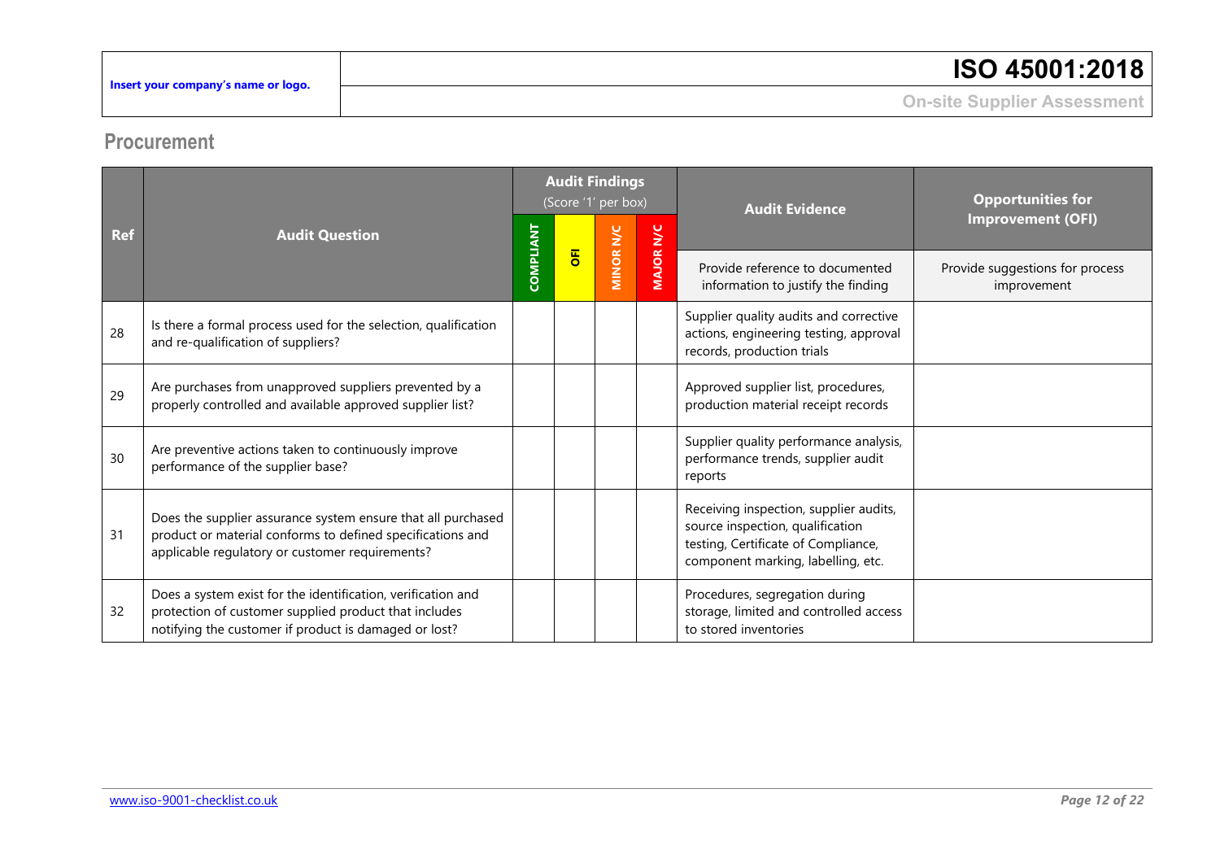## Procurement

| Ref | Audit Question | Audit Findings (Score '1' per box) | | | | Audit Evidence | Opportunities for Improvement (OFI) |
|---|---|---|---|---|---|---|---|
| | | COMPLIANT | OFI | MINOR N/C | MAJOR N/C | Provide reference to documented information to justify the finding | Provide suggestions for process improvement |
| 28 | Is there a formal process used for the selection, qualification and re-qualification of suppliers? | | | | | Supplier quality audits and corrective actions, engineering testing, approval records, production trials | |
| 29 | Are purchases from unapproved suppliers prevented by a properly controlled and available approved supplier list? | | | | | Approved supplier list, procedures, production material receipt records | |
| 30 | Are preventive actions taken to continuously improve performance of the supplier base? | | | | | Supplier quality performance analysis, performance trends, supplier audit reports | |
| 31 | Does the supplier assurance system ensure that all purchased product or material conforms to defined specifications and applicable regulatory or customer requirements? | | | | | Receiving inspection, supplier audits, source inspection, qualification testing, Certificate of Compliance, component marking, labelling, etc. | |
| 32 | Does a system exist for the identification, verification and protection of customer supplied product that includes notifying the customer if product is damaged or lost? | | | | | Procedures, segregation during storage, limited and controlled access to stored inventories | |